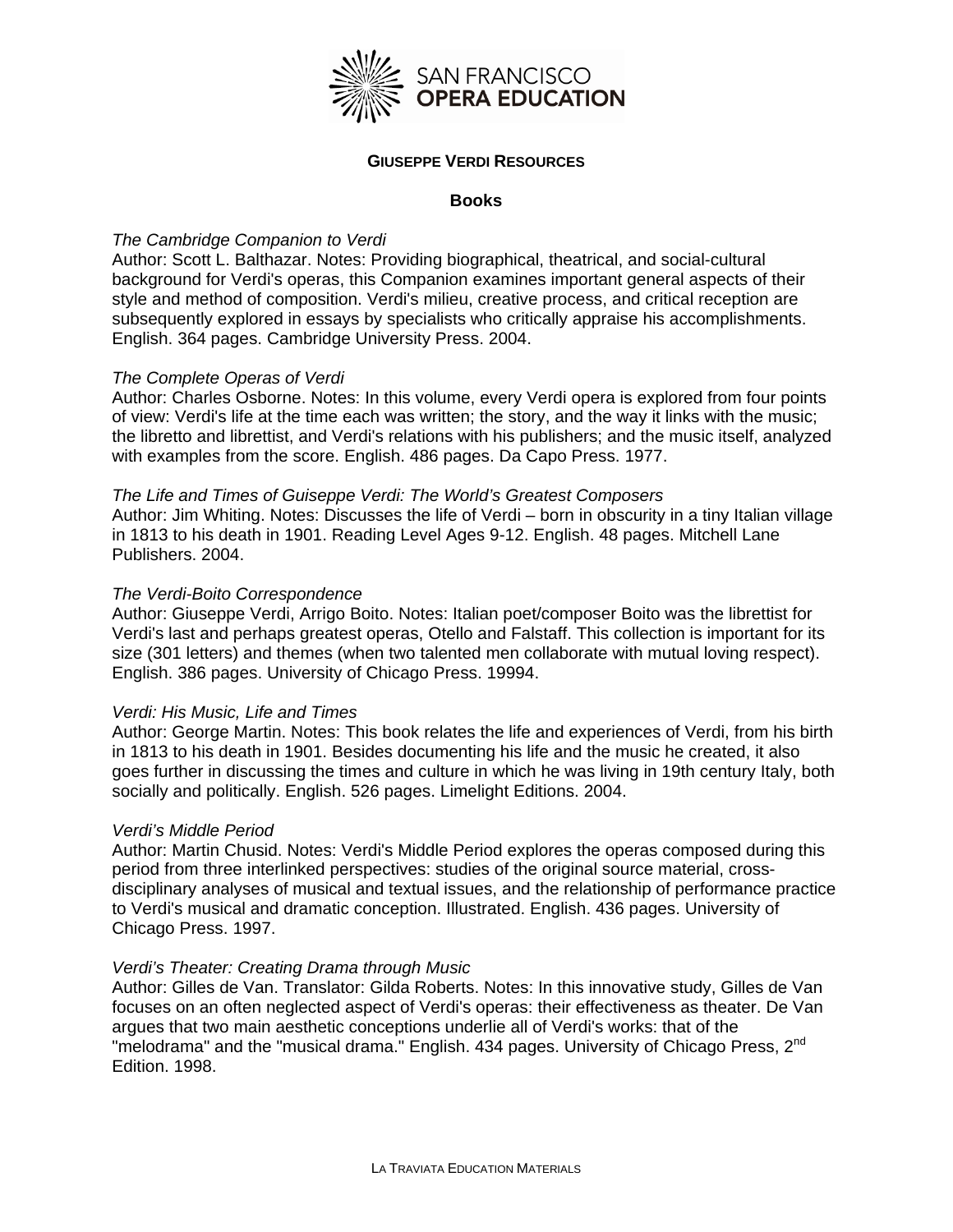SAN FRANCISCO
**OPERA EDUCATION**

## GIUSEPPE VERDI RESOURCES

### Books

*The Cambridge Companion to Verdi*
Author: Scott L. Balthazar. Notes: Providing biographical, theatrical, and social-cultural background for Verdi's operas, this Companion examines important general aspects of their style and method of composition. Verdi's milieu, creative process, and critical reception are subsequently explored in essays by specialists who critically appraise his accomplishments. English. 364 pages. Cambridge University Press. 2004.

*The Complete Operas of Verdi*
Author: Charles Osborne. Notes: In this volume, every Verdi opera is explored from four points of view: Verdi's life at the time each was written; the story, and the way it links with the music; the libretto and librettist, and Verdi's relations with his publishers; and the music itself, analyzed with examples from the score. English. 486 pages. Da Capo Press. 1977.

*The Life and Times of Guiseppe Verdi: The World's Greatest Composers*
Author: Jim Whiting. Notes: Discusses the life of Verdi – born in obscurity in a tiny Italian village in 1813 to his death in 1901. Reading Level Ages 9-12. English. 48 pages. Mitchell Lane Publishers. 2004.

*The Verdi-Boito Correspondence*
Author: Giuseppe Verdi, Arrigo Boito. Notes: Italian poet/composer Boito was the librettist for Verdi's last and perhaps greatest operas, Otello and Falstaff. This collection is important for its size (301 letters) and themes (when two talented men collaborate with mutual loving respect). English. 386 pages. University of Chicago Press. 19994.

*Verdi: His Music, Life and Times*
Author: George Martin. Notes: This book relates the life and experiences of Verdi, from his birth in 1813 to his death in 1901. Besides documenting his life and the music he created, it also goes further in discussing the times and culture in which he was living in 19th century Italy, both socially and politically. English. 526 pages. Limelight Editions. 2004.

*Verdi's Middle Period*
Author: Martin Chusid. Notes: Verdi's Middle Period explores the operas composed during this period from three interlinked perspectives: studies of the original source material, cross-disciplinary analyses of musical and textual issues, and the relationship of performance practice to Verdi's musical and dramatic conception. Illustrated. English. 436 pages. University of Chicago Press. 1997.

*Verdi's Theater: Creating Drama through Music*
Author: Gilles de Van. Translator: Gilda Roberts. Notes: In this innovative study, Gilles de Van focuses on an often neglected aspect of Verdi's operas: their effectiveness as theater. De Van argues that two main aesthetic conceptions underlie all of Verdi's works: that of the "melodrama" and the "musical drama." English. 434 pages. University of Chicago Press, 2nd Edition. 1998.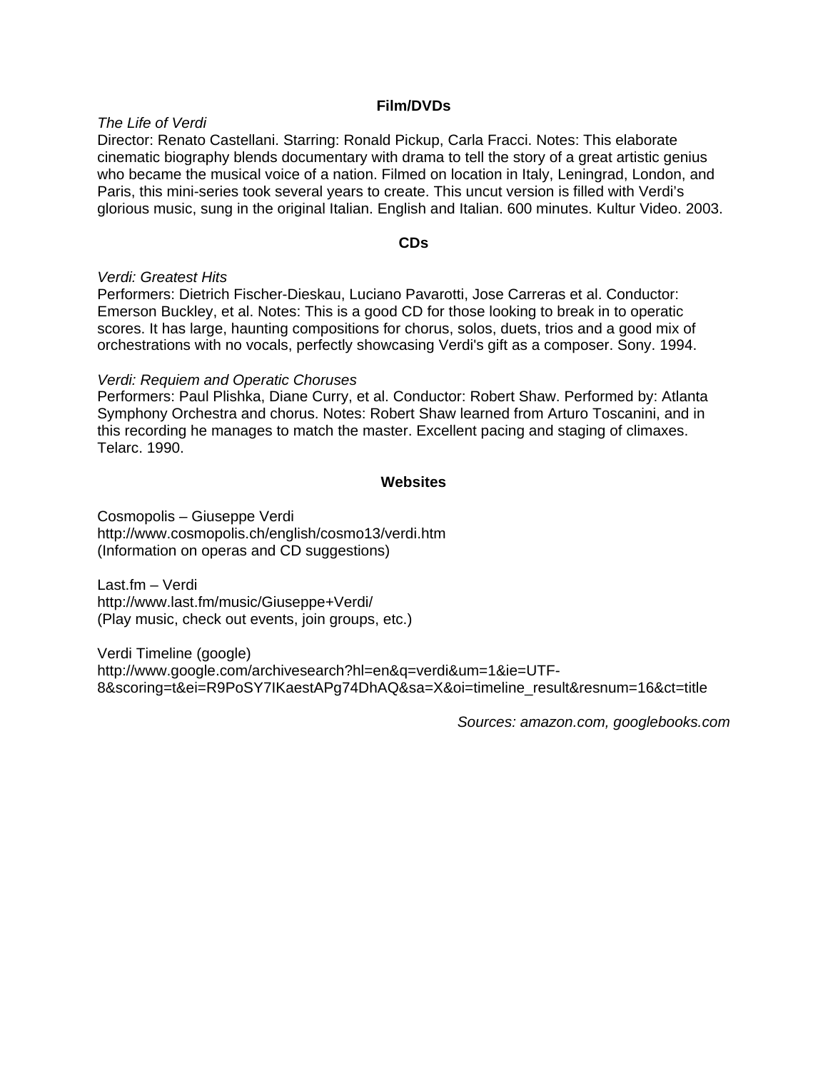## Film/DVDs

*The Life of Verdi*
Director: Renato Castellani. Starring: Ronald Pickup, Carla Fracci. Notes: This elaborate cinematic biography blends documentary with drama to tell the story of a great artistic genius who became the musical voice of a nation. Filmed on location in Italy, Leningrad, London, and Paris, this mini-series took several years to create. This uncut version is filled with Verdi's glorious music, sung in the original Italian. English and Italian. 600 minutes. Kultur Video. 2003.

## CDs

*Verdi: Greatest Hits*
Performers: Dietrich Fischer-Dieskau, Luciano Pavarotti, Jose Carreras et al. Conductor: Emerson Buckley, et al. Notes: This is a good CD for those looking to break in to operatic scores. It has large, haunting compositions for chorus, solos, duets, trios and a good mix of orchestrations with no vocals, perfectly showcasing Verdi's gift as a composer. Sony. 1994.

*Verdi: Requiem and Operatic Choruses*
Performers: Paul Plishka, Diane Curry, et al. Conductor: Robert Shaw. Performed by: Atlanta Symphony Orchestra and chorus. Notes: Robert Shaw learned from Arturo Toscanini, and in this recording he manages to match the master. Excellent pacing and staging of climaxes. Telarc. 1990.

## Websites

Cosmopolis – Giuseppe Verdi
http://www.cosmopolis.ch/english/cosmo13/verdi.htm
(Information on operas and CD suggestions)

Last.fm – Verdi
http://www.last.fm/music/Giuseppe+Verdi/
(Play music, check out events, join groups, etc.)

Verdi Timeline (google)
http://www.google.com/archivesearch?hl=en&q=verdi&um=1&ie=UTF-8&scoring=t&ei=R9PoSY7IKaestAPg74DhAQ&sa=X&oi=timeline_result&resnum=16&ct=title

*Sources: amazon.com, googlebooks.com*